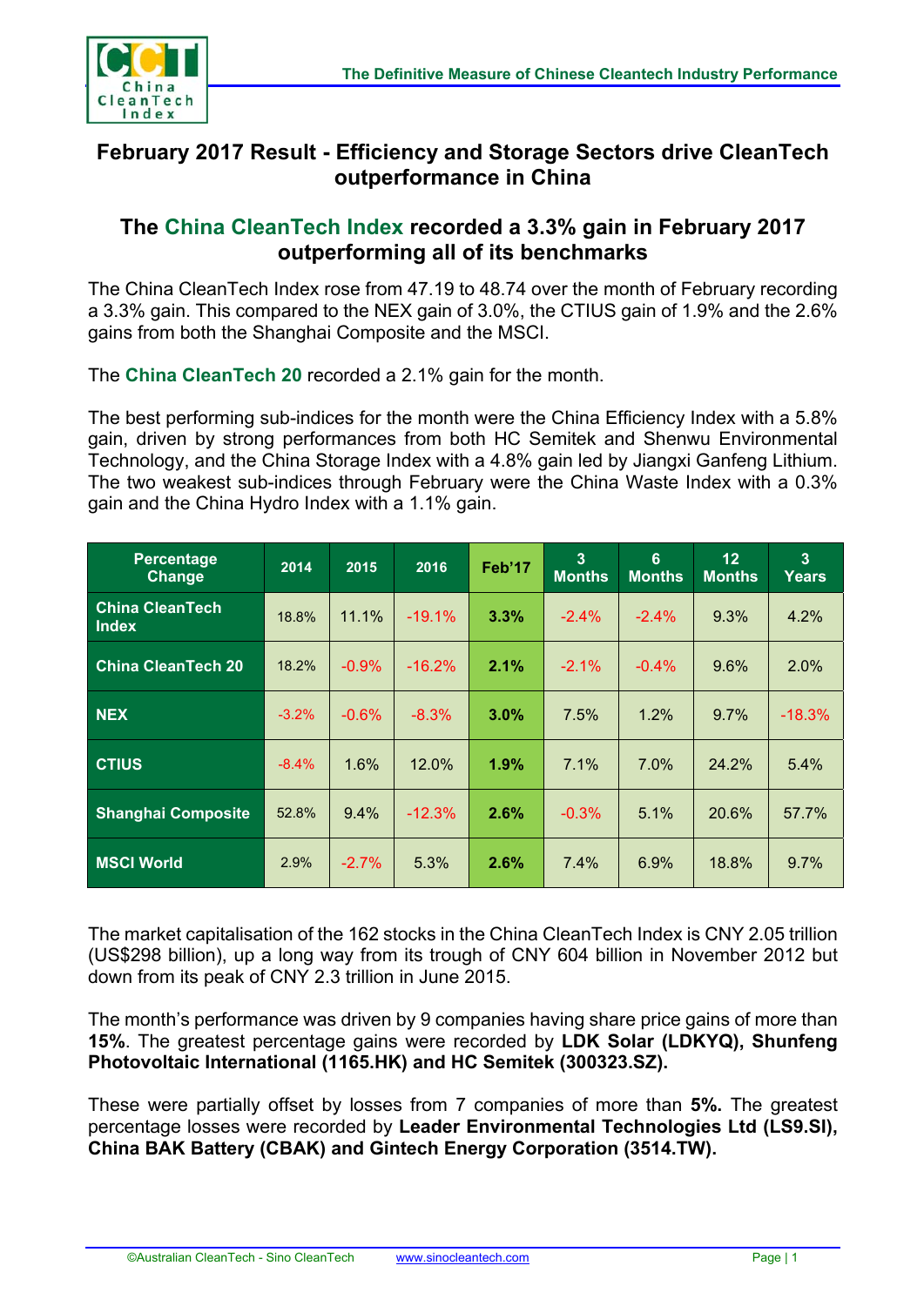## February 2017 Result - Efficiency and Storage Sectors drive CleanTech outperformance in China

## The China CleanTech Index recorded a 3.3% gain in February 2017 outperforming all of its benchmarks

The China CleanTech Index rose from 47.19 to 48.74 over the month of February recording a 3.3% gain. This compared to the NEX gain of 3.0%, the CTIUS gain of 1.9% and the 2.6% gains from both the Shanghai Composite and the MSCI.

The **China CleanTech 20** recorded a 2.1% gain for the month.

The best performing sub-indices for the month were the China Efficiency Index with a 5.8% gain, driven by strong performances from both HC Semitek and Shenwu Environmental Technology, and the China Storage Index with a 4.8% gain led by Jiangxi Ganfeng Lithium. The two weakest sub-indices through February were the China Waste Index with a 0.3% gain and the China Hydro Index with a 1.1% gain.

| Percentage Change | 2014 | 2015 | 2016 | Feb'17 | 3 Months | 6 Months | 12 Months | 3 Years |
|---|---|---|---|---|---|---|---|---|
| China CleanTech Index | 18.8% | 11.1% | -19.1% | **3.3%** | -2.4% | -2.4% | 9.3% | 4.2% |
| China CleanTech 20 | 18.2% | -0.9% | -16.2% | **2.1%** | -2.1% | -0.4% | 9.6% | 2.0% |
| NEX | -3.2% | -0.6% | -8.3% | **3.0%** | 7.5% | 1.2% | 9.7% | -18.3% |
| CTIUS | -8.4% | 1.6% | 12.0% | **1.9%** | 7.1% | 7.0% | 24.2% | 5.4% |
| Shanghai Composite | 52.8% | 9.4% | -12.3% | **2.6%** | -0.3% | 5.1% | 20.6% | 57.7% |
| MSCI World | 2.9% | -2.7% | 5.3% | **2.6%** | 7.4% | 6.9% | 18.8% | 9.7% |

The market capitalisation of the 162 stocks in the China CleanTech Index is CNY 2.05 trillion (US$298 billion), up a long way from its trough of CNY 604 billion in November 2012 but down from its peak of CNY 2.3 trillion in June 2015.

The month's performance was driven by 9 companies having share price gains of more than **15%**. The greatest percentage gains were recorded by **LDK Solar (LDKYQ), Shunfeng Photovoltaic International (1165.HK) and HC Semitek (300323.SZ).**

These were partially offset by losses from 7 companies of more than **5%.** The greatest percentage losses were recorded by **Leader Environmental Technologies Ltd (LS9.SI), China BAK Battery (CBAK) and Gintech Energy Corporation (3514.TW).**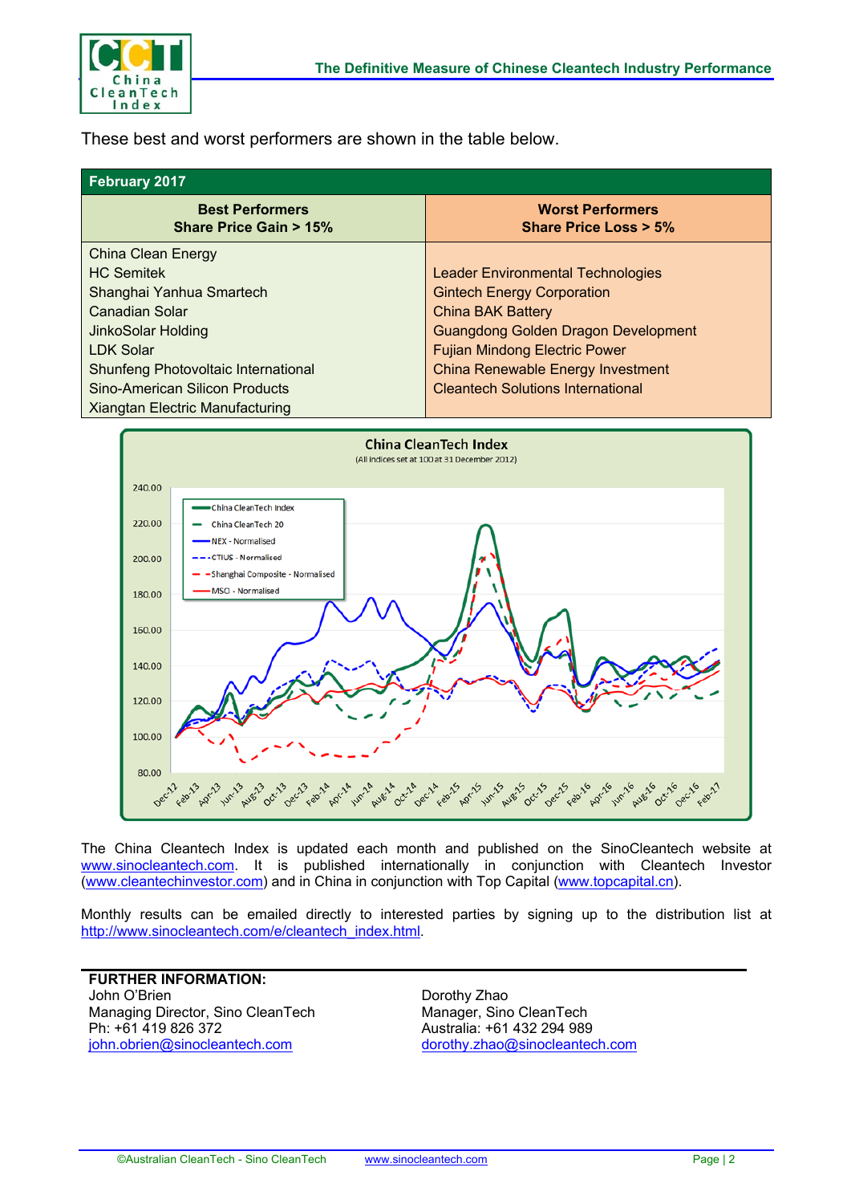These best and worst performers are shown in the table below.

| February 2017 | |
|---|---|
| **Best Performers**<br>**Share Price Gain > 15%** | **Worst Performers**<br>**Share Price Loss > 5%** |
| China Clean Energy<br>HC Semitek<br>Shanghai Yanhua Smartech<br>Canadian Solar<br>JinkoSolar Holding<br>LDK Solar<br>Shunfeng Photovoltaic International<br>Sino-American Silicon Products<br>Xiangtan Electric Manufacturing | Leader Environmental Technologies<br>Gintech Energy Corporation<br>China BAK Battery<br>Guangdong Golden Dragon Development<br>Fujian Mindong Electric Power<br>China Renewable Energy Investment<br>Cleantech Solutions International |

China CleanTech Index

(All indices set at 100 at 31 December 2012)

240.00
220.00
200.00
180.00
160.00
140.00
120.00
100.00
80.00

China CleanTech Index
China CleanTech 20
NEX - Normalised
CTIUS - Normalised
Shanghai Composite - Normalised
MSCI - Normalised

Dec-12 Feb-13 Apr-13 Jun-13 Aug-13 Oct-13 Dec-13 Feb-14 Apr-14 Jun-14 Aug-14 Oct-14 Dec-14 Feb-15 Apr-15 Jun-15 Aug-15 Oct-15 Dec-15 Feb-16 Apr-16 Jun-16 Aug-16 Oct-16 Dec-16 Feb-17

The China Cleantech Index is updated each month and published on the SinoCleantech website at www.sinocleantech.com. It is published internationally in conjunction with Cleantech Investor (www.cleantechinvestor.com) and in China in conjunction with Top Capital (www.topcapital.cn).

Monthly results can be emailed directly to interested parties by signing up to the distribution list at http://www.sinocleantech.com/e/cleantech_index.html.

**FURTHER INFORMATION:**

John O'Brien
Managing Director, Sino CleanTech
Ph: +61 419 826 372
john.obrien@sinocleantech.com

Dorothy Zhao
Manager, Sino CleanTech
Australia: +61 432 294 989
dorothy.zhao@sinocleantech.com